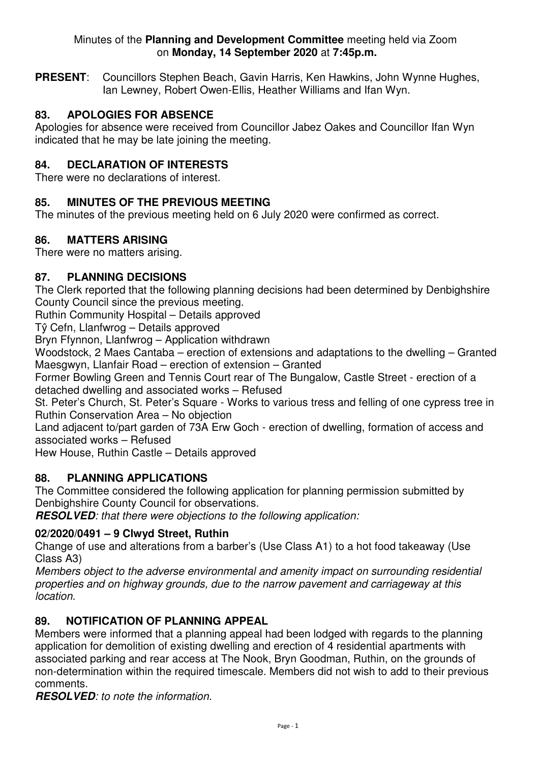Minutes of the **Planning and Development Committee** meeting held via Zoom on **Monday, 14 September 2020** at **7:45p.m.**

**PRESENT**: Councillors Stephen Beach, Gavin Harris, Ken Hawkins, John Wynne Hughes, Ian Lewney, Robert Owen-Ellis, Heather Williams and Ifan Wyn.

## 83. APOLOGIES FOR ABSENCE

Apologies for absence were received from Councillor Jabez Oakes and Councillor Ifan Wyn indicated that he may be late joining the meeting.

## 84. DECLARATION OF INTERESTS

There were no declarations of interest.

## 85. MINUTES OF THE PREVIOUS MEETING

The minutes of the previous meeting held on 6 July 2020 were confirmed as correct.

## 86. MATTERS ARISING

There were no matters arising.

## 87. PLANNING DECISIONS

The Clerk reported that the following planning decisions had been determined by Denbighshire County Council since the previous meeting.

Ruthin Community Hospital – Details approved

Tŷ Cefn, Llanfwrog – Details approved

Bryn Ffynnon, Llanfwrog – Application withdrawn

Woodstock, 2 Maes Cantaba – erection of extensions and adaptations to the dwelling – Granted

Maesgwyn, Llanfair Road – erection of extension – Granted

Former Bowling Green and Tennis Court rear of The Bungalow, Castle Street - erection of a detached dwelling and associated works – Refused

St. Peter's Church, St. Peter's Square - Works to various tress and felling of one cypress tree in Ruthin Conservation Area – No objection

Land adjacent to/part garden of 73A Erw Goch - erection of dwelling, formation of access and associated works – Refused

Hew House, Ruthin Castle – Details approved

## 88. PLANNING APPLICATIONS

The Committee considered the following application for planning permission submitted by Denbighshire County Council for observations.

***RESOLVED**: that there were objections to the following application:*

### 02/2020/0491 – 9 Clwyd Street, Ruthin

Change of use and alterations from a barber's (Use Class A1) to a hot food takeaway (Use Class A3)

*Members object to the adverse environmental and amenity impact on surrounding residential properties and on highway grounds, due to the narrow pavement and carriageway at this location.*

## 89. NOTIFICATION OF PLANNING APPEAL

Members were informed that a planning appeal had been lodged with regards to the planning application for demolition of existing dwelling and erection of 4 residential apartments with associated parking and rear access at The Nook, Bryn Goodman, Ruthin, on the grounds of non-determination within the required timescale. Members did not wish to add to their previous comments.

***RESOLVED**: to note the information.*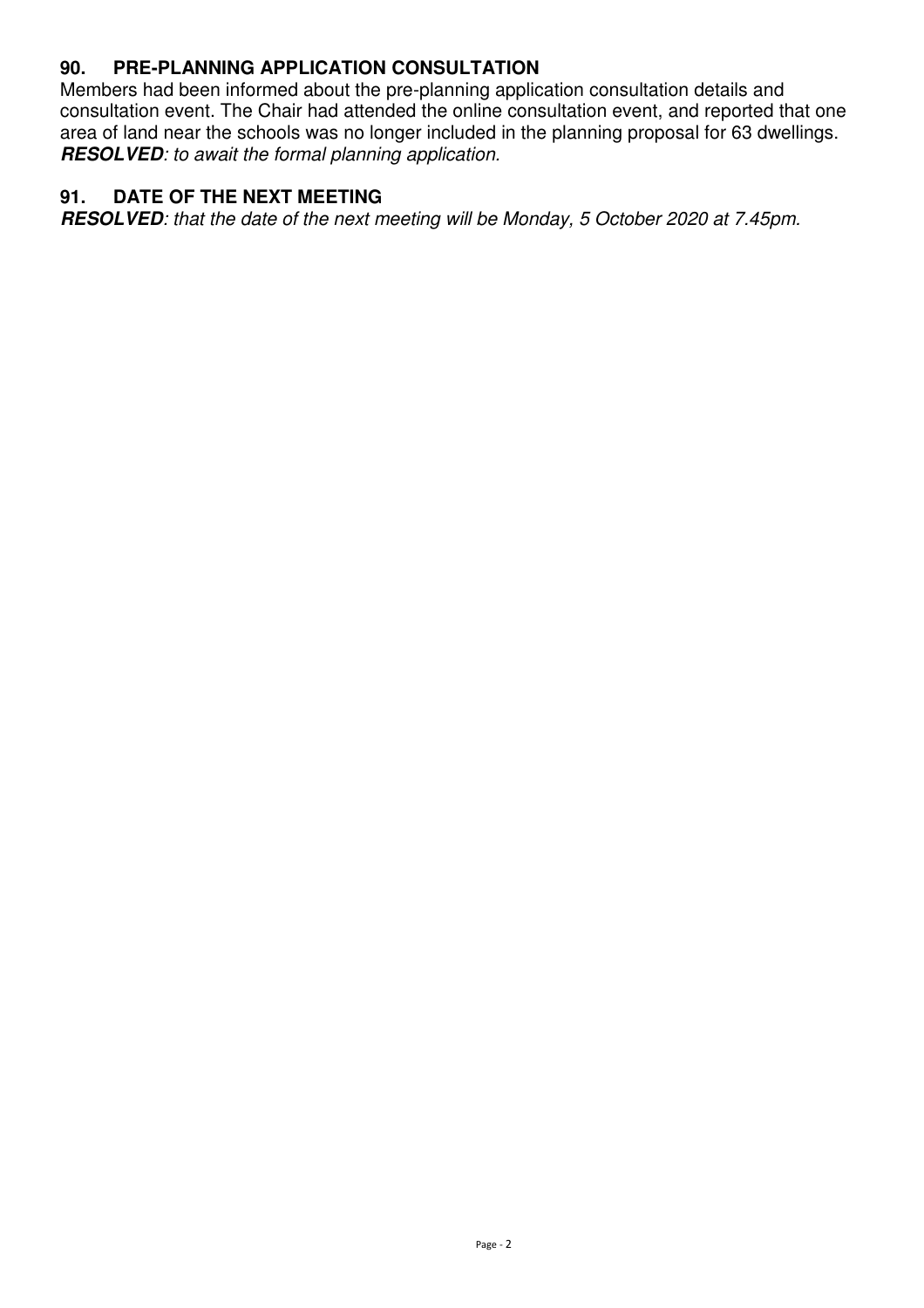## 90. PRE-PLANNING APPLICATION CONSULTATION

Members had been informed about the pre-planning application consultation details and consultation event. The Chair had attended the online consultation event, and reported that one area of land near the schools was no longer included in the planning proposal for 63 dwellings.
***RESOLVED****: to await the formal planning application.*

## 91. DATE OF THE NEXT MEETING

***RESOLVED****: that the date of the next meeting will be Monday, 5 October 2020 at 7.45pm.*